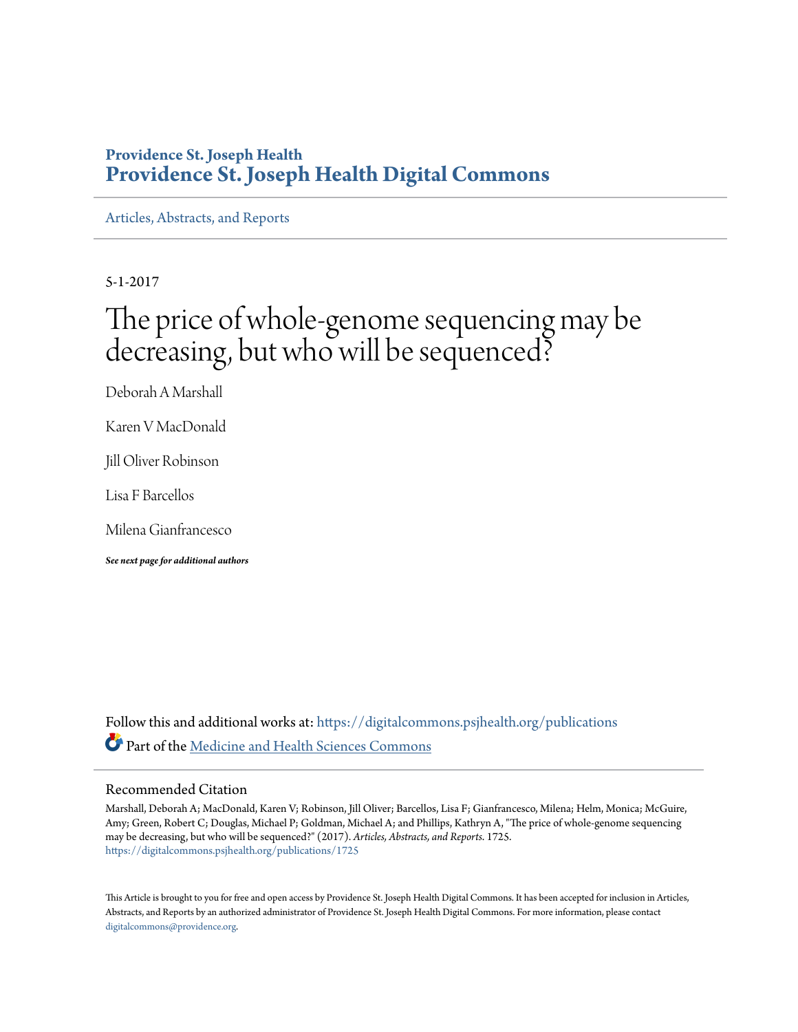Providence St. Joseph Health

# Providence St. Joseph Health Digital Commons

Articles, Abstracts, and Reports

5-1-2017

# The price of whole-genome sequencing may be decreasing, but who will be sequenced?

Deborah A Marshall

Karen V MacDonald

Jill Oliver Robinson

Lisa F Barcellos

Milena Gianfrancesco

***See next page for additional authors***

Follow this and additional works at: https://digitalcommons.psjhealth.org/publications

Part of the Medicine and Health Sciences Commons

## Recommended Citation

Marshall, Deborah A; MacDonald, Karen V; Robinson, Jill Oliver; Barcellos, Lisa F; Gianfrancesco, Milena; Helm, Monica; McGuire, Amy; Green, Robert C; Douglas, Michael P; Goldman, Michael A; and Phillips, Kathryn A, "The price of whole-genome sequencing may be decreasing, but who will be sequenced?" (2017). *Articles, Abstracts, and Reports*. 1725.
https://digitalcommons.psjhealth.org/publications/1725

This Article is brought to you for free and open access by Providence St. Joseph Health Digital Commons. It has been accepted for inclusion in Articles, Abstracts, and Reports by an authorized administrator of Providence St. Joseph Health Digital Commons. For more information, please contact digitalcommons@providence.org.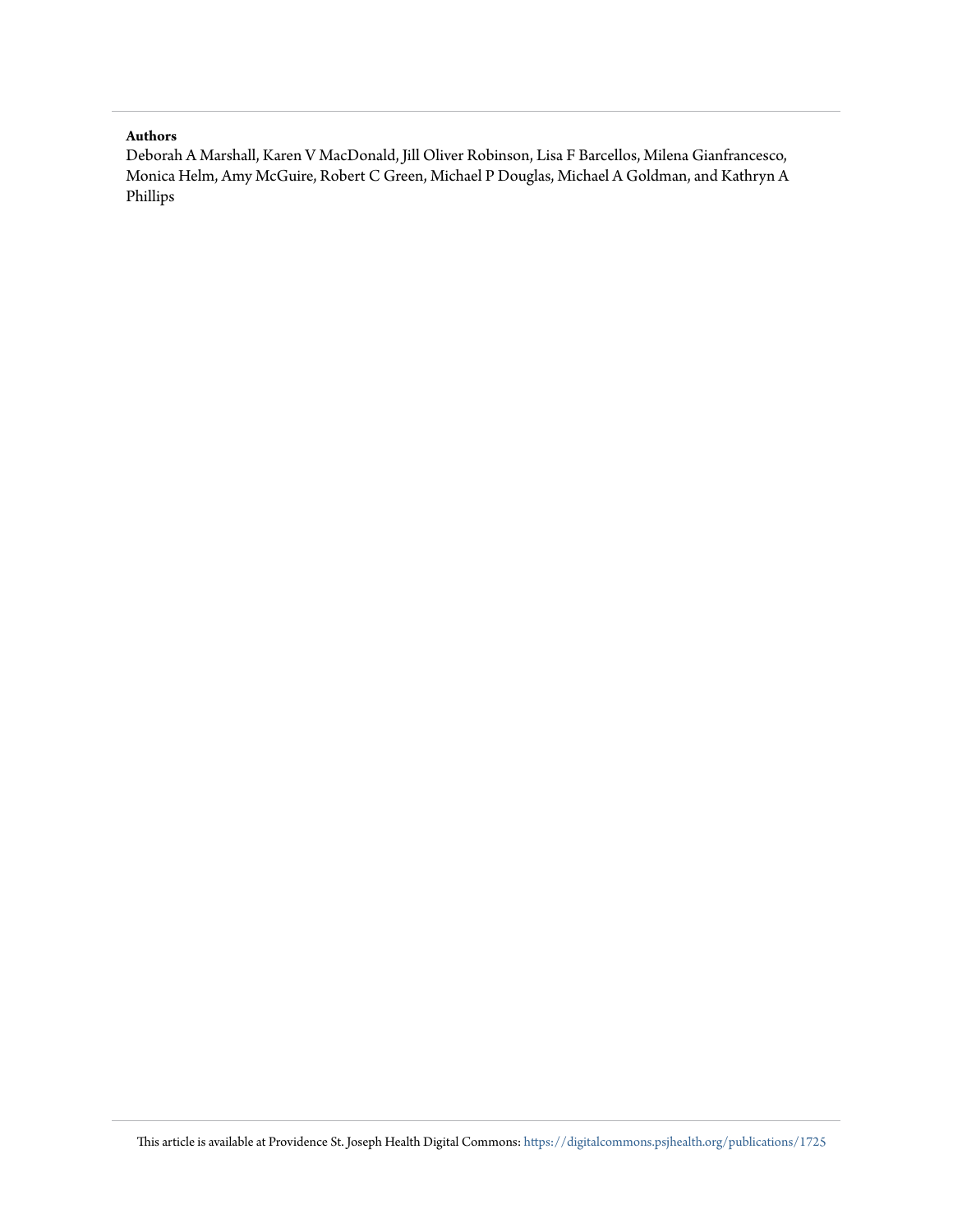**Authors**

Deborah A Marshall, Karen V MacDonald, Jill Oliver Robinson, Lisa F Barcellos, Milena Gianfrancesco, Monica Helm, Amy McGuire, Robert C Green, Michael P Douglas, Michael A Goldman, and Kathryn A Phillips

This article is available at Providence St. Joseph Health Digital Commons: https://digitalcommons.psjhealth.org/publications/1725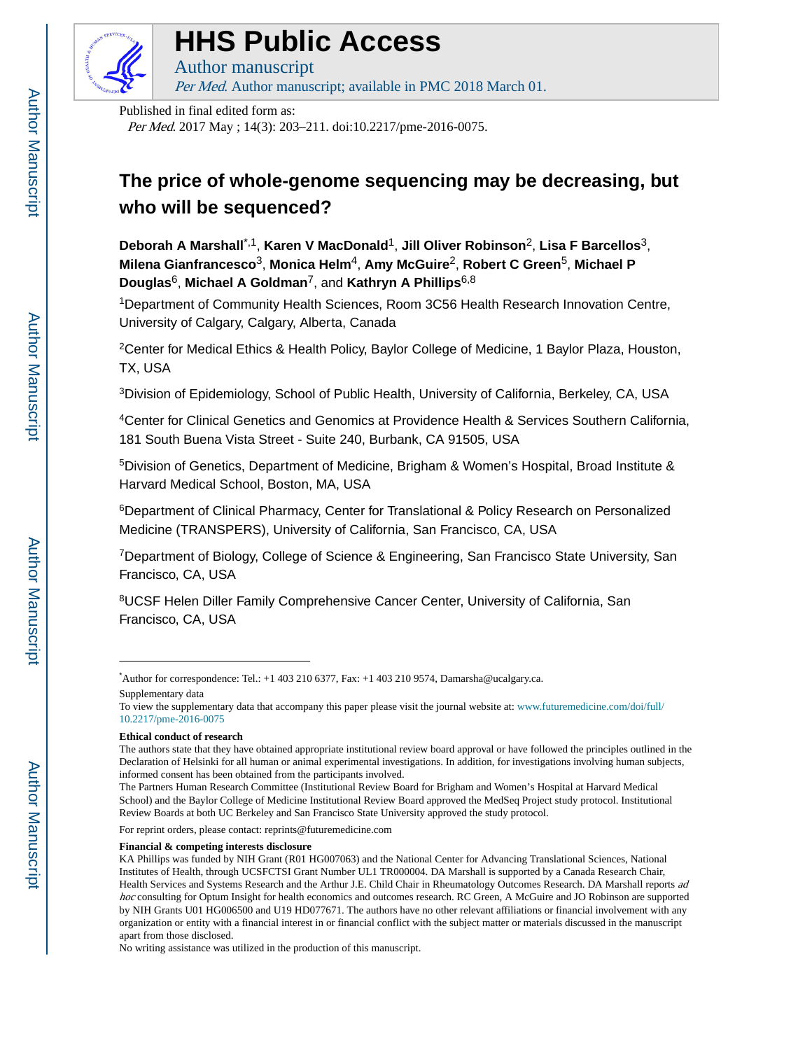# HHS Public Access

Author manuscript

*Per Med*. Author manuscript; available in PMC 2018 March 01.

Published in final edited form as:

*Per Med*. 2017 May ; 14(3): 203–211. doi:10.2217/pme-2016-0075.

## The price of whole-genome sequencing may be decreasing, but who will be sequenced?

**Deborah A Marshall**[*,1], **Karen V MacDonald**[1], **Jill Oliver Robinson**[2], **Lisa F Barcellos**[3], **Milena Gianfrancesco**[3], **Monica Helm**[4], **Amy McGuire**[2], **Robert C Green**[5], **Michael P Douglas**[6], **Michael A Goldman**[7], and **Kathryn A Phillips**[6,8]

[1]Department of Community Health Sciences, Room 3C56 Health Research Innovation Centre, University of Calgary, Calgary, Alberta, Canada

[2]Center for Medical Ethics & Health Policy, Baylor College of Medicine, 1 Baylor Plaza, Houston, TX, USA

[3]Division of Epidemiology, School of Public Health, University of California, Berkeley, CA, USA

[4]Center for Clinical Genetics and Genomics at Providence Health & Services Southern California, 181 South Buena Vista Street - Suite 240, Burbank, CA 91505, USA

[5]Division of Genetics, Department of Medicine, Brigham & Women's Hospital, Broad Institute & Harvard Medical School, Boston, MA, USA

[6]Department of Clinical Pharmacy, Center for Translational & Policy Research on Personalized Medicine (TRANSPERS), University of California, San Francisco, CA, USA

[7]Department of Biology, College of Science & Engineering, San Francisco State University, San Francisco, CA, USA

[8]UCSF Helen Diller Family Comprehensive Cancer Center, University of California, San Francisco, CA, USA

---

*Author for correspondence: Tel.: +1 403 210 6377, Fax: +1 403 210 9574, Damarsha@ucalgary.ca.

Supplementary data

To view the supplementary data that accompany this paper please visit the journal website at: www.futuremedicine.com/doi/full/10.2217/pme-2016-0075

**Ethical conduct of research**

The authors state that they have obtained appropriate institutional review board approval or have followed the principles outlined in the Declaration of Helsinki for all human or animal experimental investigations. In addition, for investigations involving human subjects, informed consent has been obtained from the participants involved.

The Partners Human Research Committee (Institutional Review Board for Brigham and Women's Hospital at Harvard Medical School) and the Baylor College of Medicine Institutional Review Board approved the MedSeq Project study protocol. Institutional Review Boards at both UC Berkeley and San Francisco State University approved the study protocol.

For reprint orders, please contact: reprints@futuremedicine.com

**Financial & competing interests disclosure**

KA Phillips was funded by NIH Grant (R01 HG007063) and the National Center for Advancing Translational Sciences, National Institutes of Health, through UCSFCTSI Grant Number UL1 TR000004. DA Marshall is supported by a Canada Research Chair, Health Services and Systems Research and the Arthur J.E. Child Chair in Rheumatology Outcomes Research. DA Marshall reports *ad hoc* consulting for Optum Insight for health economics and outcomes research. RC Green, A McGuire and JO Robinson are supported by NIH Grants U01 HG006500 and U19 HD077671. The authors have no other relevant affiliations or financial involvement with any organization or entity with a financial interest in or financial conflict with the subject matter or materials discussed in the manuscript apart from those disclosed.

No writing assistance was utilized in the production of this manuscript.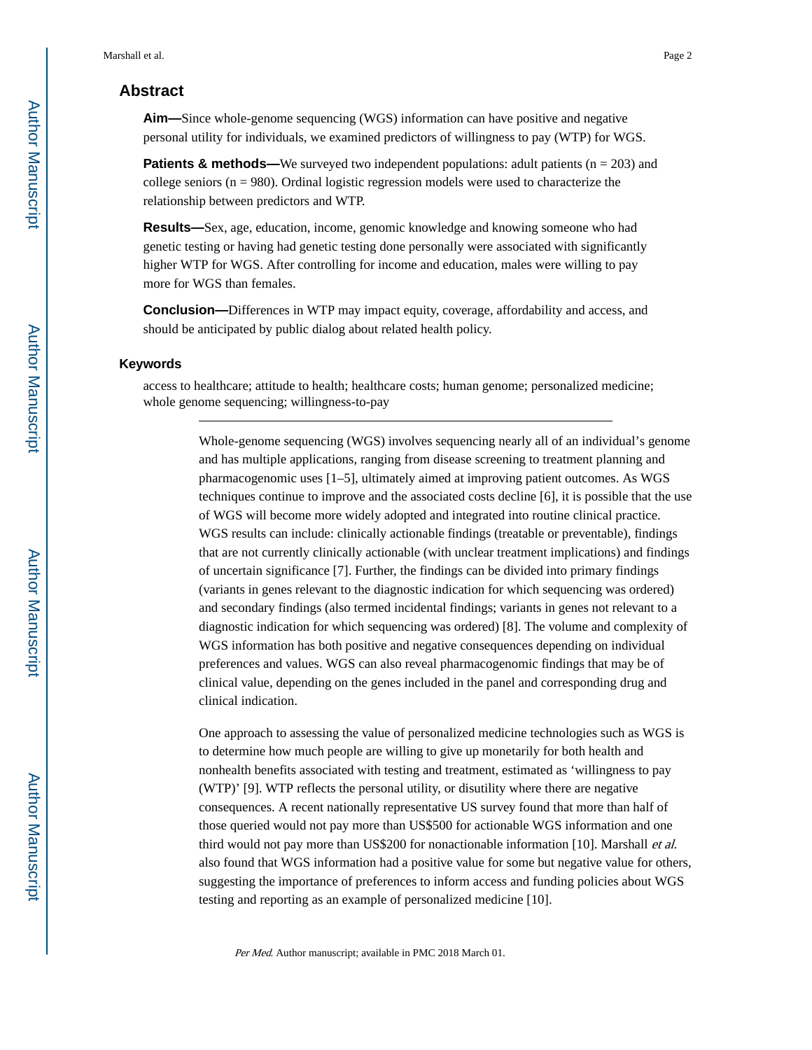## Abstract

**Aim—**Since whole-genome sequencing (WGS) information can have positive and negative personal utility for individuals, we examined predictors of willingness to pay (WTP) for WGS.

**Patients & methods—**We surveyed two independent populations: adult patients (n = 203) and college seniors (n = 980). Ordinal logistic regression models were used to characterize the relationship between predictors and WTP.

**Results—**Sex, age, education, income, genomic knowledge and knowing someone who had genetic testing or having had genetic testing done personally were associated with significantly higher WTP for WGS. After controlling for income and education, males were willing to pay more for WGS than females.

**Conclusion—**Differences in WTP may impact equity, coverage, affordability and access, and should be anticipated by public dialog about related health policy.

### Keywords

access to healthcare; attitude to health; healthcare costs; human genome; personalized medicine; whole genome sequencing; willingness-to-pay

---

Whole-genome sequencing (WGS) involves sequencing nearly all of an individual's genome and has multiple applications, ranging from disease screening to treatment planning and pharmacogenomic uses [1–5], ultimately aimed at improving patient outcomes. As WGS techniques continue to improve and the associated costs decline [6], it is possible that the use of WGS will become more widely adopted and integrated into routine clinical practice. WGS results can include: clinically actionable findings (treatable or preventable), findings that are not currently clinically actionable (with unclear treatment implications) and findings of uncertain significance [7]. Further, the findings can be divided into primary findings (variants in genes relevant to the diagnostic indication for which sequencing was ordered) and secondary findings (also termed incidental findings; variants in genes not relevant to a diagnostic indication for which sequencing was ordered) [8]. The volume and complexity of WGS information has both positive and negative consequences depending on individual preferences and values. WGS can also reveal pharmacogenomic findings that may be of clinical value, depending on the genes included in the panel and corresponding drug and clinical indication.

One approach to assessing the value of personalized medicine technologies such as WGS is to determine how much people are willing to give up monetarily for both health and nonhealth benefits associated with testing and treatment, estimated as 'willingness to pay (WTP)' [9]. WTP reflects the personal utility, or disutility where there are negative consequences. A recent nationally representative US survey found that more than half of those queried would not pay more than US$500 for actionable WGS information and one third would not pay more than US$200 for nonactionable information [10]. Marshall *et al.* also found that WGS information had a positive value for some but negative value for others, suggesting the importance of preferences to inform access and funding policies about WGS testing and reporting as an example of personalized medicine [10].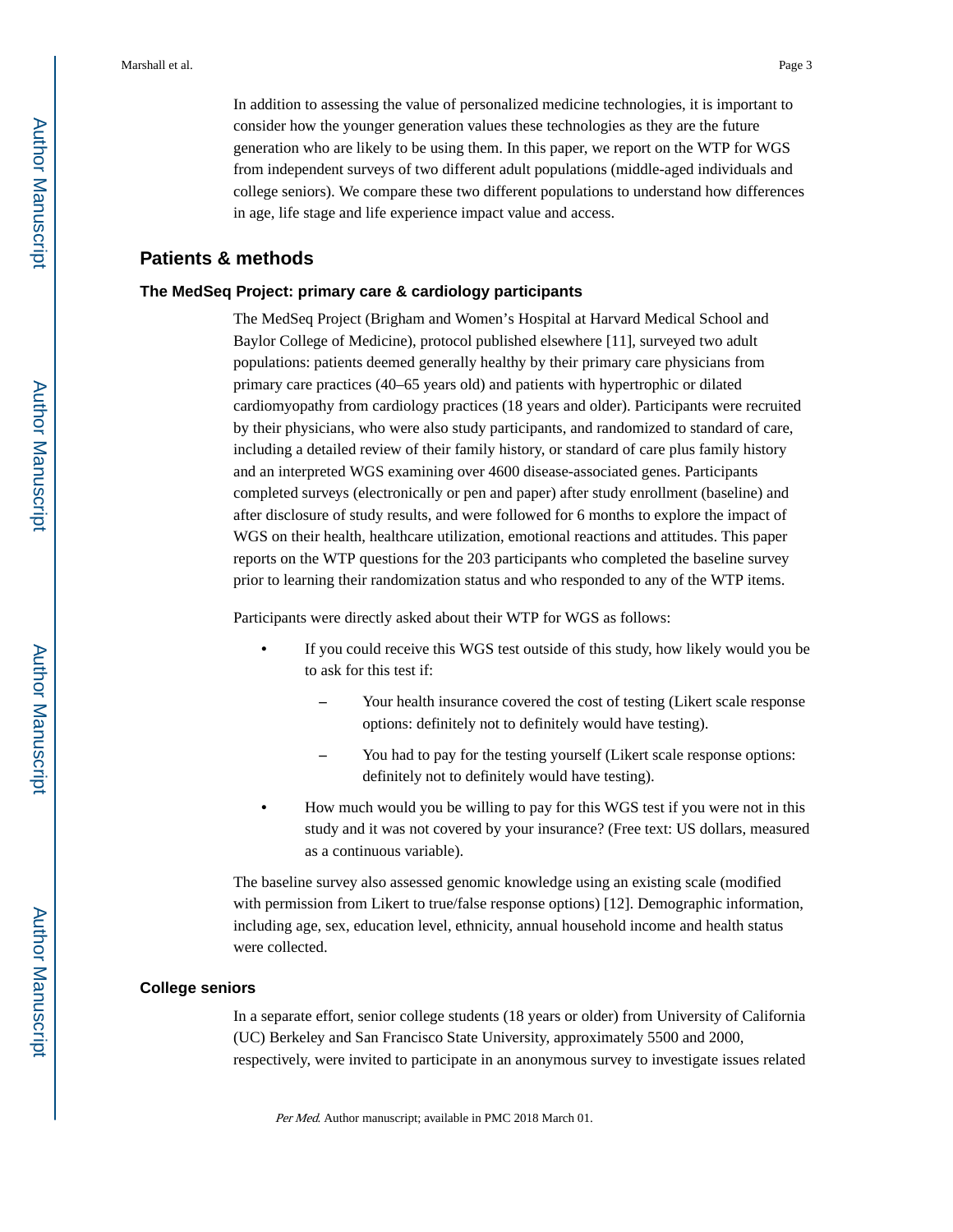In addition to assessing the value of personalized medicine technologies, it is important to consider how the younger generation values these technologies as they are the future generation who are likely to be using them. In this paper, we report on the WTP for WGS from independent surveys of two different adult populations (middle-aged individuals and college seniors). We compare these two different populations to understand how differences in age, life stage and life experience impact value and access.

## Patients & methods

### The MedSeq Project: primary care & cardiology participants

The MedSeq Project (Brigham and Women's Hospital at Harvard Medical School and Baylor College of Medicine), protocol published elsewhere [11], surveyed two adult populations: patients deemed generally healthy by their primary care physicians from primary care practices (40–65 years old) and patients with hypertrophic or dilated cardiomyopathy from cardiology practices (18 years and older). Participants were recruited by their physicians, who were also study participants, and randomized to standard of care, including a detailed review of their family history, or standard of care plus family history and an interpreted WGS examining over 4600 disease-associated genes. Participants completed surveys (electronically or pen and paper) after study enrollment (baseline) and after disclosure of study results, and were followed for 6 months to explore the impact of WGS on their health, healthcare utilization, emotional reactions and attitudes. This paper reports on the WTP questions for the 203 participants who completed the baseline survey prior to learning their randomization status and who responded to any of the WTP items.

Participants were directly asked about their WTP for WGS as follows:

- If you could receive this WGS test outside of this study, how likely would you be to ask for this test if:
  - Your health insurance covered the cost of testing (Likert scale response options: definitely not to definitely would have testing).
  - You had to pay for the testing yourself (Likert scale response options: definitely not to definitely would have testing).
- How much would you be willing to pay for this WGS test if you were not in this study and it was not covered by your insurance? (Free text: US dollars, measured as a continuous variable).

The baseline survey also assessed genomic knowledge using an existing scale (modified with permission from Likert to true/false response options) [12]. Demographic information, including age, sex, education level, ethnicity, annual household income and health status were collected.

### College seniors

In a separate effort, senior college students (18 years or older) from University of California (UC) Berkeley and San Francisco State University, approximately 5500 and 2000, respectively, were invited to participate in an anonymous survey to investigate issues related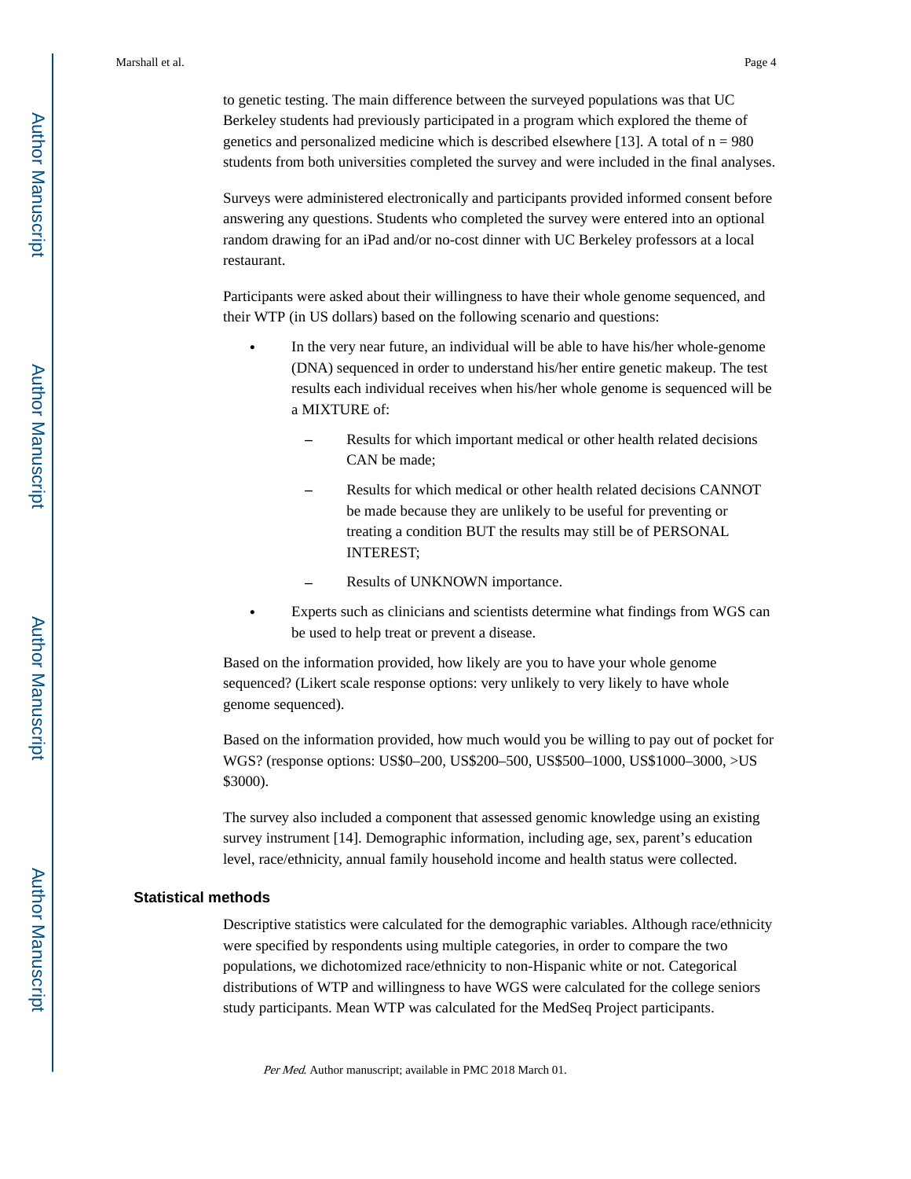to genetic testing. The main difference between the surveyed populations was that UC Berkeley students had previously participated in a program which explored the theme of genetics and personalized medicine which is described elsewhere [13]. A total of n = 980 students from both universities completed the survey and were included in the final analyses.

Surveys were administered electronically and participants provided informed consent before answering any questions. Students who completed the survey were entered into an optional random drawing for an iPad and/or no-cost dinner with UC Berkeley professors at a local restaurant.

Participants were asked about their willingness to have their whole genome sequenced, and their WTP (in US dollars) based on the following scenario and questions:

- In the very near future, an individual will be able to have his/her whole-genome (DNA) sequenced in order to understand his/her entire genetic makeup. The test results each individual receives when his/her whole genome is sequenced will be a MIXTURE of:
    - Results for which important medical or other health related decisions CAN be made;
    - Results for which medical or other health related decisions CANNOT be made because they are unlikely to be useful for preventing or treating a condition BUT the results may still be of PERSONAL INTEREST;
    - Results of UNKNOWN importance.
- Experts such as clinicians and scientists determine what findings from WGS can be used to help treat or prevent a disease.

Based on the information provided, how likely are you to have your whole genome sequenced? (Likert scale response options: very unlikely to very likely to have whole genome sequenced).

Based on the information provided, how much would you be willing to pay out of pocket for WGS? (response options: US$0–200, US$200–500, US$500–1000, US$1000–3000, >US $3000).

The survey also included a component that assessed genomic knowledge using an existing survey instrument [14]. Demographic information, including age, sex, parent's education level, race/ethnicity, annual family household income and health status were collected.

## Statistical methods

Descriptive statistics were calculated for the demographic variables. Although race/ethnicity were specified by respondents using multiple categories, in order to compare the two populations, we dichotomized race/ethnicity to non-Hispanic white or not. Categorical distributions of WTP and willingness to have WGS were calculated for the college seniors study participants. Mean WTP was calculated for the MedSeq Project participants.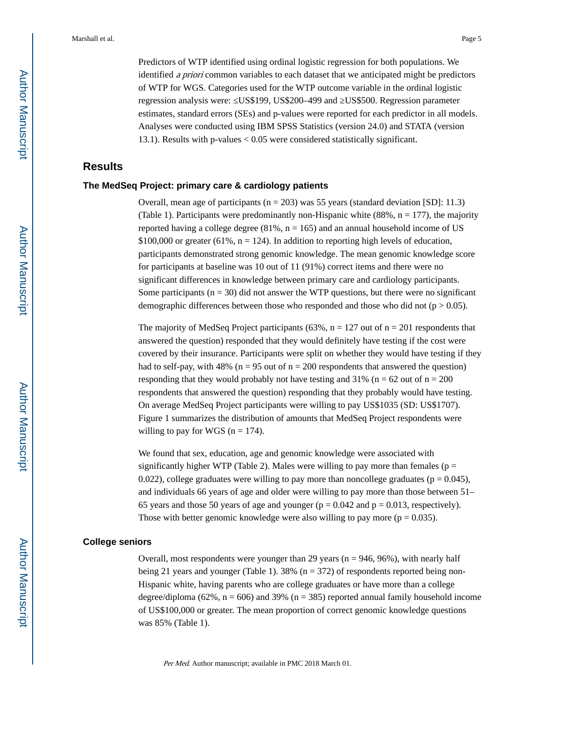Predictors of WTP identified using ordinal logistic regression for both populations. We identified *a priori* common variables to each dataset that we anticipated might be predictors of WTP for WGS. Categories used for the WTP outcome variable in the ordinal logistic regression analysis were: ≤US$199, US$200–499 and ≥US$500. Regression parameter estimates, standard errors (SEs) and p-values were reported for each predictor in all models. Analyses were conducted using IBM SPSS Statistics (version 24.0) and STATA (version 13.1). Results with p-values < 0.05 were considered statistically significant.

## Results

### The MedSeq Project: primary care & cardiology patients

Overall, mean age of participants (n = 203) was 55 years (standard deviation [SD]: 11.3) (Table 1). Participants were predominantly non-Hispanic white (88%, n = 177), the majority reported having a college degree (81%, n = 165) and an annual household income of US $100,000 or greater (61%, n = 124). In addition to reporting high levels of education, participants demonstrated strong genomic knowledge. The mean genomic knowledge score for participants at baseline was 10 out of 11 (91%) correct items and there were no significant differences in knowledge between primary care and cardiology participants. Some participants (n = 30) did not answer the WTP questions, but there were no significant demographic differences between those who responded and those who did not ($p > 0.05$).

The majority of MedSeq Project participants (63%, n = 127 out of n = 201 respondents that answered the question) responded that they would definitely have testing if the cost were covered by their insurance. Participants were split on whether they would have testing if they had to self-pay, with 48% (n = 95 out of n = 200 respondents that answered the question) responding that they would probably not have testing and 31% (n = 62 out of n = 200 respondents that answered the question) responding that they probably would have testing. On average MedSeq Project participants were willing to pay US$1035 (SD: US$1707). Figure 1 summarizes the distribution of amounts that MedSeq Project respondents were willing to pay for WGS (n = 174).

We found that sex, education, age and genomic knowledge were associated with significantly higher WTP (Table 2). Males were willing to pay more than females ($p = 0.022$), college graduates were willing to pay more than noncollege graduates ($p = 0.045$), and individuals 66 years of age and older were willing to pay more than those between 51–65 years and those 50 years of age and younger ($p = 0.042$ and $p = 0.013$, respectively). Those with better genomic knowledge were also willing to pay more ($p = 0.035$).

### College seniors

Overall, most respondents were younger than 29 years (n = 946, 96%), with nearly half being 21 years and younger (Table 1). 38% (n = 372) of respondents reported being non-Hispanic white, having parents who are college graduates or have more than a college degree/diploma (62%, n = 606) and 39% (n = 385) reported annual family household income of US$100,000 or greater. The mean proportion of correct genomic knowledge questions was 85% (Table 1).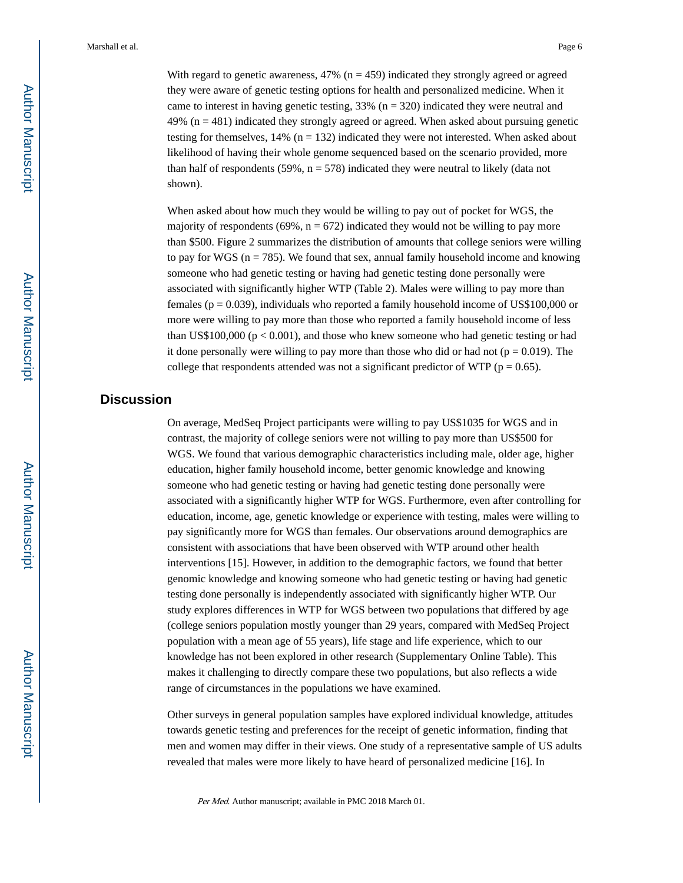With regard to genetic awareness, 47% (n = 459) indicated they strongly agreed or agreed they were aware of genetic testing options for health and personalized medicine. When it came to interest in having genetic testing, 33% (n = 320) indicated they were neutral and 49% (n = 481) indicated they strongly agreed or agreed. When asked about pursuing genetic testing for themselves, 14% (n = 132) indicated they were not interested. When asked about likelihood of having their whole genome sequenced based on the scenario provided, more than half of respondents (59%, n = 578) indicated they were neutral to likely (data not shown).

When asked about how much they would be willing to pay out of pocket for WGS, the majority of respondents (69%, n = 672) indicated they would not be willing to pay more than \$500. Figure 2 summarizes the distribution of amounts that college seniors were willing to pay for WGS (n = 785). We found that sex, annual family household income and knowing someone who had genetic testing or having had genetic testing done personally were associated with significantly higher WTP (Table 2). Males were willing to pay more than females ($p = 0.039$), individuals who reported a family household income of US\$100,000 or more were willing to pay more than those who reported a family household income of less than US\$100,000 ($p < 0.001$), and those who knew someone who had genetic testing or had it done personally were willing to pay more than those who did or had not ($p = 0.019$). The college that respondents attended was not a significant predictor of WTP ($p = 0.65$).

## Discussion

On average, MedSeq Project participants were willing to pay US\$1035 for WGS and in contrast, the majority of college seniors were not willing to pay more than US\$500 for WGS. We found that various demographic characteristics including male, older age, higher education, higher family household income, better genomic knowledge and knowing someone who had genetic testing or having had genetic testing done personally were associated with a significantly higher WTP for WGS. Furthermore, even after controlling for education, income, age, genetic knowledge or experience with testing, males were willing to pay significantly more for WGS than females. Our observations around demographics are consistent with associations that have been observed with WTP around other health interventions [15]. However, in addition to the demographic factors, we found that better genomic knowledge and knowing someone who had genetic testing or having had genetic testing done personally is independently associated with significantly higher WTP. Our study explores differences in WTP for WGS between two populations that differed by age (college seniors population mostly younger than 29 years, compared with MedSeq Project population with a mean age of 55 years), life stage and life experience, which to our knowledge has not been explored in other research (Supplementary Online Table). This makes it challenging to directly compare these two populations, but also reflects a wide range of circumstances in the populations we have examined.

Other surveys in general population samples have explored individual knowledge, attitudes towards genetic testing and preferences for the receipt of genetic information, finding that men and women may differ in their views. One study of a representative sample of US adults revealed that males were more likely to have heard of personalized medicine [16]. In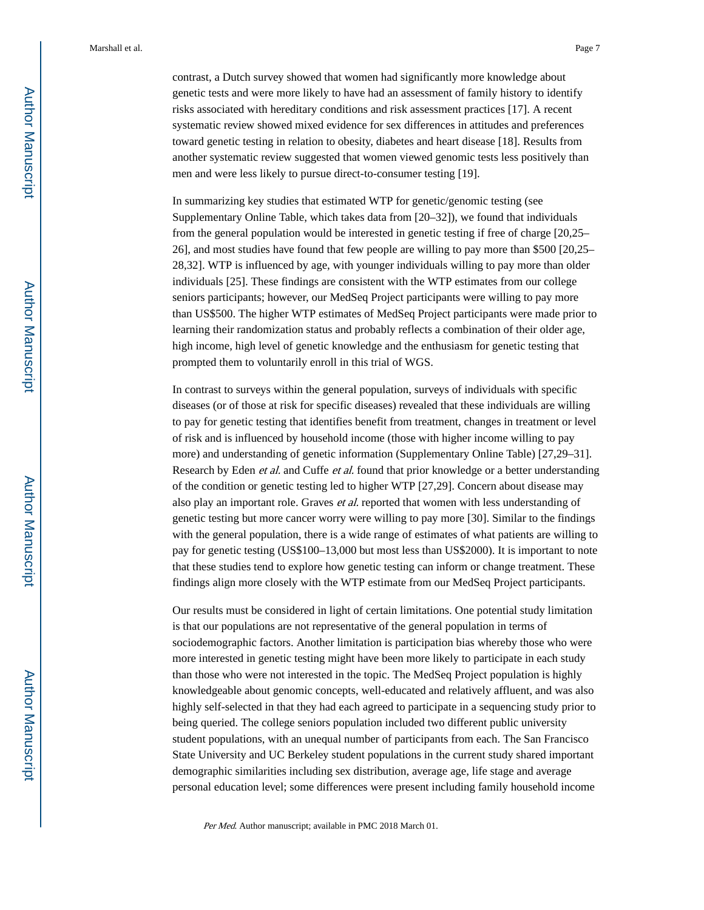contrast, a Dutch survey showed that women had significantly more knowledge about genetic tests and were more likely to have had an assessment of family history to identify risks associated with hereditary conditions and risk assessment practices [17]. A recent systematic review showed mixed evidence for sex differences in attitudes and preferences toward genetic testing in relation to obesity, diabetes and heart disease [18]. Results from another systematic review suggested that women viewed genomic tests less positively than men and were less likely to pursue direct-to-consumer testing [19].

In summarizing key studies that estimated WTP for genetic/genomic testing (see Supplementary Online Table, which takes data from [20–32]), we found that individuals from the general population would be interested in genetic testing if free of charge [20,25–26], and most studies have found that few people are willing to pay more than $500 [20,25–28,32]. WTP is influenced by age, with younger individuals willing to pay more than older individuals [25]. These findings are consistent with the WTP estimates from our college seniors participants; however, our MedSeq Project participants were willing to pay more than US$500. The higher WTP estimates of MedSeq Project participants were made prior to learning their randomization status and probably reflects a combination of their older age, high income, high level of genetic knowledge and the enthusiasm for genetic testing that prompted them to voluntarily enroll in this trial of WGS.

In contrast to surveys within the general population, surveys of individuals with specific diseases (or of those at risk for specific diseases) revealed that these individuals are willing to pay for genetic testing that identifies benefit from treatment, changes in treatment or level of risk and is influenced by household income (those with higher income willing to pay more) and understanding of genetic information (Supplementary Online Table) [27,29–31]. Research by Eden *et al.* and Cuffe *et al.* found that prior knowledge or a better understanding of the condition or genetic testing led to higher WTP [27,29]. Concern about disease may also play an important role. Graves *et al.* reported that women with less understanding of genetic testing but more cancer worry were willing to pay more [30]. Similar to the findings with the general population, there is a wide range of estimates of what patients are willing to pay for genetic testing (US$100–13,000 but most less than US$2000). It is important to note that these studies tend to explore how genetic testing can inform or change treatment. These findings align more closely with the WTP estimate from our MedSeq Project participants.

Our results must be considered in light of certain limitations. One potential study limitation is that our populations are not representative of the general population in terms of sociodemographic factors. Another limitation is participation bias whereby those who were more interested in genetic testing might have been more likely to participate in each study than those who were not interested in the topic. The MedSeq Project population is highly knowledgeable about genomic concepts, well-educated and relatively affluent, and was also highly self-selected in that they had each agreed to participate in a sequencing study prior to being queried. The college seniors population included two different public university student populations, with an unequal number of participants from each. The San Francisco State University and UC Berkeley student populations in the current study shared important demographic similarities including sex distribution, average age, life stage and average personal education level; some differences were present including family household income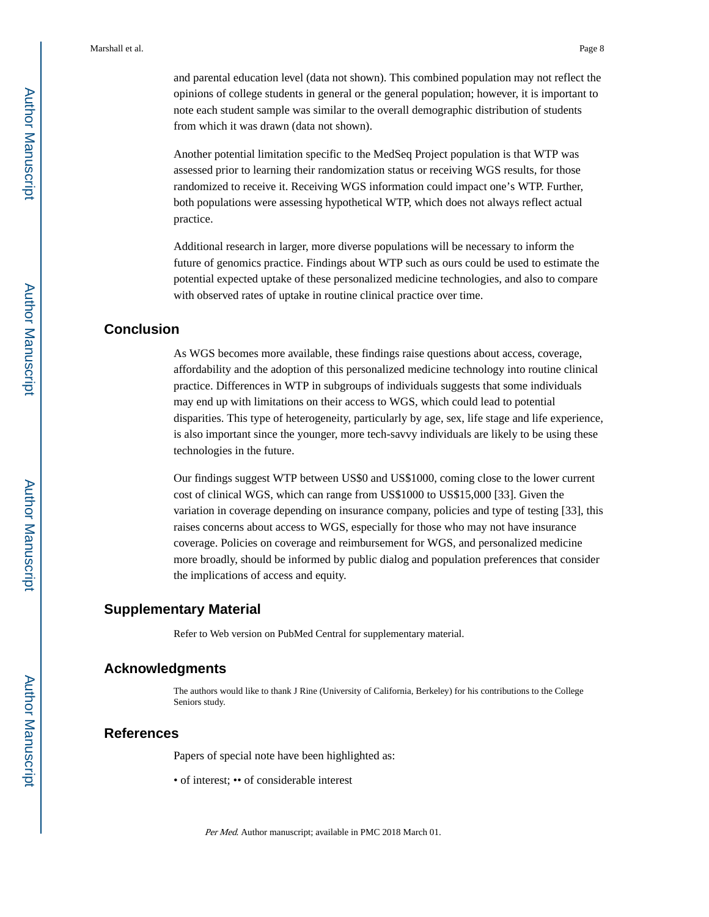and parental education level (data not shown). This combined population may not reflect the opinions of college students in general or the general population; however, it is important to note each student sample was similar to the overall demographic distribution of students from which it was drawn (data not shown).

Another potential limitation specific to the MedSeq Project population is that WTP was assessed prior to learning their randomization status or receiving WGS results, for those randomized to receive it. Receiving WGS information could impact one's WTP. Further, both populations were assessing hypothetical WTP, which does not always reflect actual practice.

Additional research in larger, more diverse populations will be necessary to inform the future of genomics practice. Findings about WTP such as ours could be used to estimate the potential expected uptake of these personalized medicine technologies, and also to compare with observed rates of uptake in routine clinical practice over time.

## Conclusion

As WGS becomes more available, these findings raise questions about access, coverage, affordability and the adoption of this personalized medicine technology into routine clinical practice. Differences in WTP in subgroups of individuals suggests that some individuals may end up with limitations on their access to WGS, which could lead to potential disparities. This type of heterogeneity, particularly by age, sex, life stage and life experience, is also important since the younger, more tech-savvy individuals are likely to be using these technologies in the future.

Our findings suggest WTP between US$0 and US$1000, coming close to the lower current cost of clinical WGS, which can range from US$1000 to US$15,000 [33]. Given the variation in coverage depending on insurance company, policies and type of testing [33], this raises concerns about access to WGS, especially for those who may not have insurance coverage. Policies on coverage and reimbursement for WGS, and personalized medicine more broadly, should be informed by public dialog and population preferences that consider the implications of access and equity.

## Supplementary Material

Refer to Web version on PubMed Central for supplementary material.

## Acknowledgments

The authors would like to thank J Rine (University of California, Berkeley) for his contributions to the College Seniors study.

## References

Papers of special note have been highlighted as:

• of interest; •• of considerable interest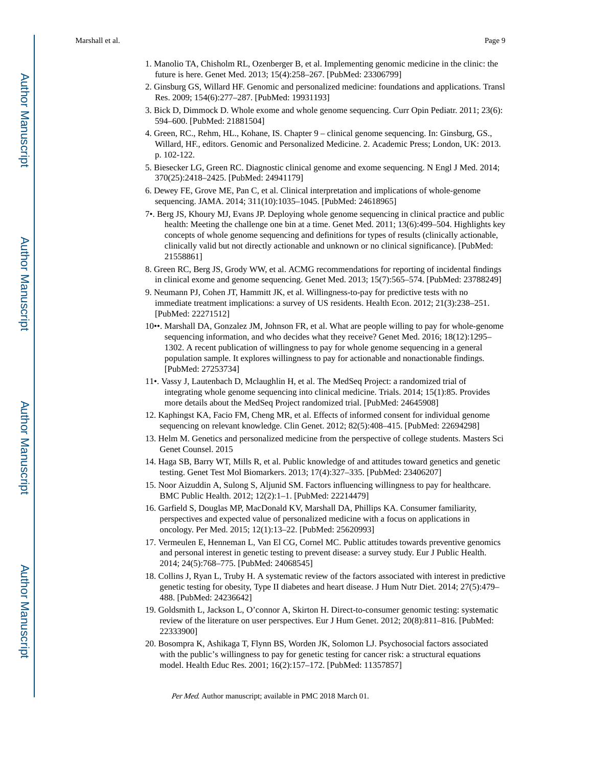1. Manolio TA, Chisholm RL, Ozenberger B, et al. Implementing genomic medicine in the clinic: the future is here. Genet Med. 2013; 15(4):258–267. [PubMed: 23306799]
2. Ginsburg GS, Willard HF. Genomic and personalized medicine: foundations and applications. Transl Res. 2009; 154(6):277–287. [PubMed: 19931193]
3. Bick D, Dimmock D. Whole exome and whole genome sequencing. Curr Opin Pediatr. 2011; 23(6): 594–600. [PubMed: 21881504]
4. Green, RC., Rehm, HL., Kohane, IS. Chapter 9 – clinical genome sequencing. In: Ginsburg, GS., Willard, HF., editors. Genomic and Personalized Medicine. 2. Academic Press; London, UK: 2013. p. 102-122.
5. Biesecker LG, Green RC. Diagnostic clinical genome and exome sequencing. N Engl J Med. 2014; 370(25):2418–2425. [PubMed: 24941179]
6. Dewey FE, Grove ME, Pan C, et al. Clinical interpretation and implications of whole-genome sequencing. JAMA. 2014; 311(10):1035–1045. [PubMed: 24618965]
7•. Berg JS, Khoury MJ, Evans JP. Deploying whole genome sequencing in clinical practice and public health: Meeting the challenge one bin at a time. Genet Med. 2011; 13(6):499–504. Highlights key concepts of whole genome sequencing and definitions for types of results (clinically actionable, clinically valid but not directly actionable and unknown or no clinical significance). [PubMed: 21558861]
8. Green RC, Berg JS, Grody WW, et al. ACMG recommendations for reporting of incidental findings in clinical exome and genome sequencing. Genet Med. 2013; 15(7):565–574. [PubMed: 23788249]
9. Neumann PJ, Cohen JT, Hammitt JK, et al. Willingness-to-pay for predictive tests with no immediate treatment implications: a survey of US residents. Health Econ. 2012; 21(3):238–251. [PubMed: 22271512]
10••. Marshall DA, Gonzalez JM, Johnson FR, et al. What are people willing to pay for whole-genome sequencing information, and who decides what they receive? Genet Med. 2016; 18(12):1295–1302. A recent publication of willingness to pay for whole genome sequencing in a general population sample. It explores willingness to pay for actionable and nonactionable findings. [PubMed: 27253734]
11•. Vassy J, Lautenbach D, Mclaughlin H, et al. The MedSeq Project: a randomized trial of integrating whole genome sequencing into clinical medicine. Trials. 2014; 15(1):85. Provides more details about the MedSeq Project randomized trial. [PubMed: 24645908]
12. Kaphingst KA, Facio FM, Cheng MR, et al. Effects of informed consent for individual genome sequencing on relevant knowledge. Clin Genet. 2012; 82(5):408–415. [PubMed: 22694298]
13. Helm M. Genetics and personalized medicine from the perspective of college students. Masters Sci Genet Counsel. 2015
14. Haga SB, Barry WT, Mills R, et al. Public knowledge of and attitudes toward genetics and genetic testing. Genet Test Mol Biomarkers. 2013; 17(4):327–335. [PubMed: 23406207]
15. Noor Aizuddin A, Sulong S, Aljunid SM. Factors influencing willingness to pay for healthcare. BMC Public Health. 2012; 12(2):1–1. [PubMed: 22214479]
16. Garfield S, Douglas MP, MacDonald KV, Marshall DA, Phillips KA. Consumer familiarity, perspectives and expected value of personalized medicine with a focus on applications in oncology. Per Med. 2015; 12(1):13–22. [PubMed: 25620993]
17. Vermeulen E, Henneman L, Van El CG, Cornel MC. Public attitudes towards preventive genomics and personal interest in genetic testing to prevent disease: a survey study. Eur J Public Health. 2014; 24(5):768–775. [PubMed: 24068545]
18. Collins J, Ryan L, Truby H. A systematic review of the factors associated with interest in predictive genetic testing for obesity, Type II diabetes and heart disease. J Hum Nutr Diet. 2014; 27(5):479–488. [PubMed: 24236642]
19. Goldsmith L, Jackson L, O'connor A, Skirton H. Direct-to-consumer genomic testing: systematic review of the literature on user perspectives. Eur J Hum Genet. 2012; 20(8):811–816. [PubMed: 22333900]
20. Bosompra K, Ashikaga T, Flynn BS, Worden JK, Solomon LJ. Psychosocial factors associated with the public's willingness to pay for genetic testing for cancer risk: a structural equations model. Health Educ Res. 2001; 16(2):157–172. [PubMed: 11357857]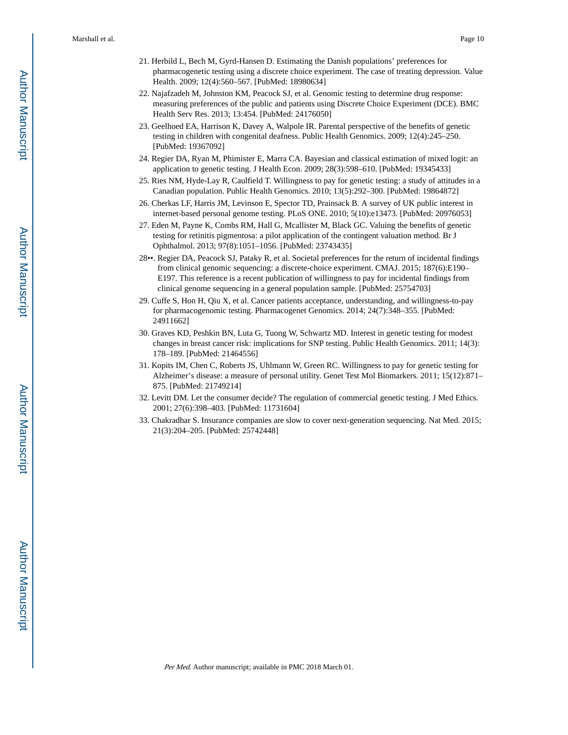21. Herbild L, Bech M, Gyrd-Hansen D. Estimating the Danish populations' preferences for pharmacogenetic testing using a discrete choice experiment. The case of treating depression. Value Health. 2009; 12(4):560–567. [PubMed: 18980634]
22. Najafzadeh M, Johnston KM, Peacock SJ, et al. Genomic testing to determine drug response: measuring preferences of the public and patients using Discrete Choice Experiment (DCE). BMC Health Serv Res. 2013; 13:454. [PubMed: 24176050]
23. Geelhoed EA, Harrison K, Davey A, Walpole IR. Parental perspective of the benefits of genetic testing in children with congenital deafness. Public Health Genomics. 2009; 12(4):245–250. [PubMed: 19367092]
24. Regier DA, Ryan M, Phimister E, Marra CA. Bayesian and classical estimation of mixed logit: an application to genetic testing. J Health Econ. 2009; 28(3):598–610. [PubMed: 19345433]
25. Ries NM, Hyde-Lay R, Caulfield T. Willingness to pay for genetic testing: a study of attitudes in a Canadian population. Public Health Genomics. 2010; 13(5):292–300. [PubMed: 19864872]
26. Cherkas LF, Harris JM, Levinson E, Spector TD, Prainsack B. A survey of UK public interest in internet-based personal genome testing. PLoS ONE. 2010; 5(10):e13473. [PubMed: 20976053]
27. Eden M, Payne K, Combs RM, Hall G, Mcallister M, Black GC. Valuing the benefits of genetic testing for retinitis pigmentosa: a pilot application of the contingent valuation method. Br J Ophthalmol. 2013; 97(8):1051–1056. [PubMed: 23743435]

28••. Regier DA, Peacock SJ, Pataky R, et al. Societal preferences for the return of incidental findings from clinical genomic sequencing: a discrete-choice experiment. CMAJ. 2015; 187(6):E190–E197. This reference is a recent publication of willingness to pay for incidental findings from clinical genome sequencing in a general population sample. [PubMed: 25754703]

29. Cuffe S, Hon H, Qiu X, et al. Cancer patients acceptance, understanding, and willingness-to-pay for pharmacogenomic testing. Pharmacogenet Genomics. 2014; 24(7):348–355. [PubMed: 24911662]
30. Graves KD, Peshkin BN, Luta G, Tuong W, Schwartz MD. Interest in genetic testing for modest changes in breast cancer risk: implications for SNP testing. Public Health Genomics. 2011; 14(3): 178–189. [PubMed: 21464556]
31. Kopits IM, Chen C, Roberts JS, Uhlmann W, Green RC. Willingness to pay for genetic testing for Alzheimer's disease: a measure of personal utility. Genet Test Mol Biomarkers. 2011; 15(12):871–875. [PubMed: 21749214]
32. Levitt DM. Let the consumer decide? The regulation of commercial genetic testing. J Med Ethics. 2001; 27(6):398–403. [PubMed: 11731604]
33. Chakradhar S. Insurance companies are slow to cover next-generation sequencing. Nat Med. 2015; 21(3):204–205. [PubMed: 25742448]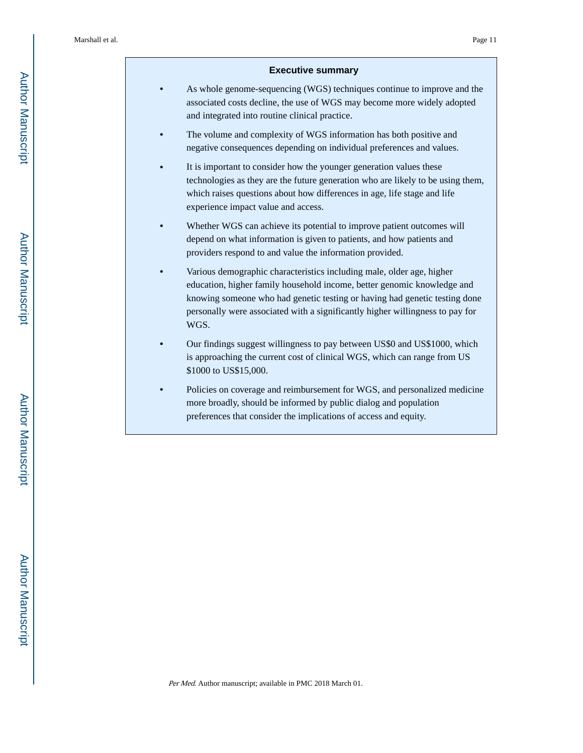## Executive summary

- As whole genome-sequencing (WGS) techniques continue to improve and the associated costs decline, the use of WGS may become more widely adopted and integrated into routine clinical practice.
- The volume and complexity of WGS information has both positive and negative consequences depending on individual preferences and values.
- It is important to consider how the younger generation values these technologies as they are the future generation who are likely to be using them, which raises questions about how differences in age, life stage and life experience impact value and access.
- Whether WGS can achieve its potential to improve patient outcomes will depend on what information is given to patients, and how patients and providers respond to and value the information provided.
- Various demographic characteristics including male, older age, higher education, higher family household income, better genomic knowledge and knowing someone who had genetic testing or having had genetic testing done personally were associated with a significantly higher willingness to pay for WGS.
- Our findings suggest willingness to pay between US$0 and US$1000, which is approaching the current cost of clinical WGS, which can range from US $1000 to US$15,000.
- Policies on coverage and reimbursement for WGS, and personalized medicine more broadly, should be informed by public dialog and population preferences that consider the implications of access and equity.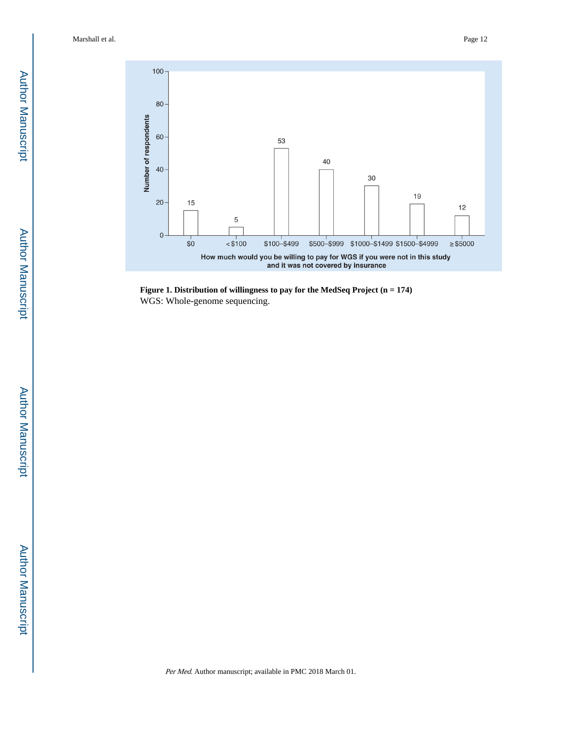| How much would you be willing to pay for WGS if you were not in this study and it was not covered by insurance | Number of respondents |
| --- | --- |
| $0 | 15 |
| < $100 | 5 |
| $100–$499 | 53 |
| $500–$999 | 40 |
| $1000–$1499 | 30 |
| $1500–$4999 | 19 |
| ≥ $5000 | 12 |

**Figure 1. Distribution of willingness to pay for the MedSeq Project (n = 174)**

WGS: Whole-genome sequencing.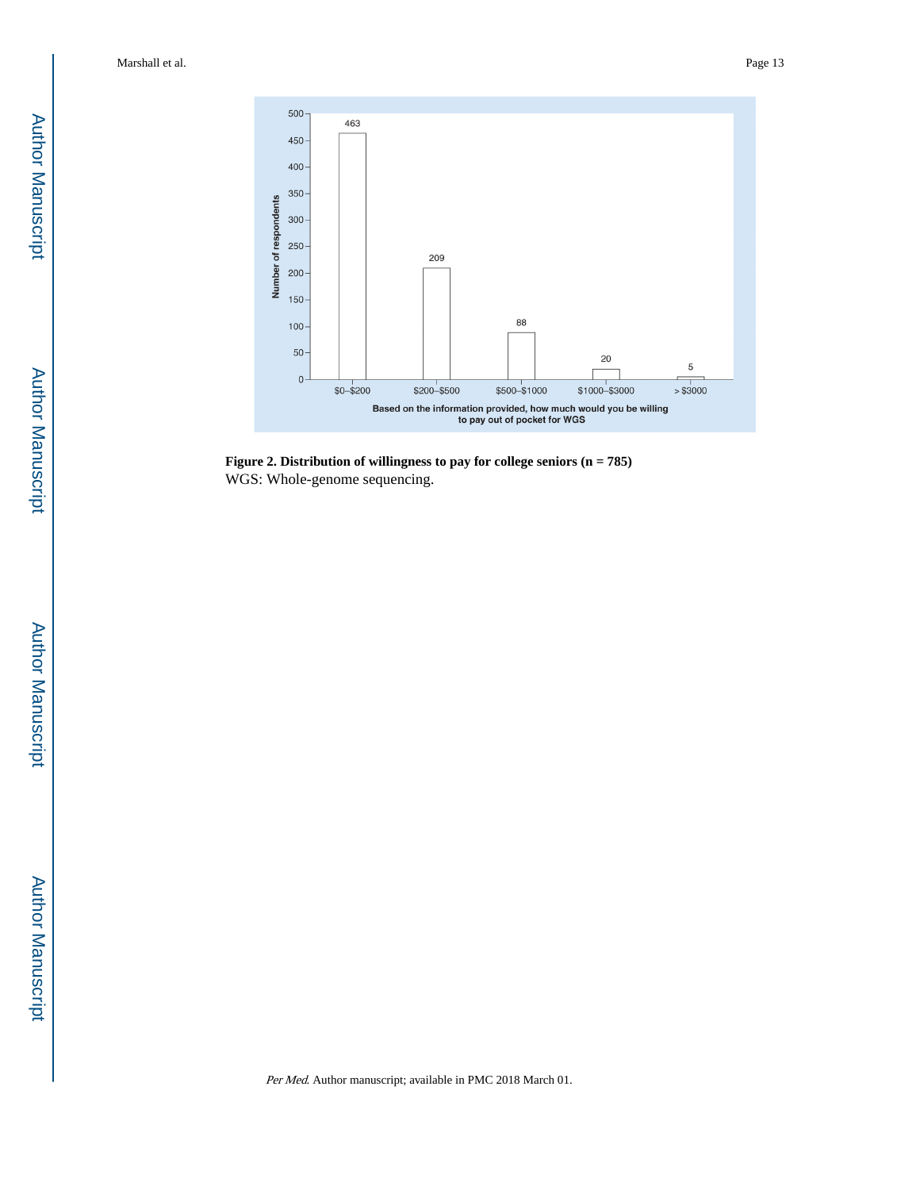**Figure 2. Distribution of willingness to pay for college seniors (n = 785)**

WGS: Whole-genome sequencing.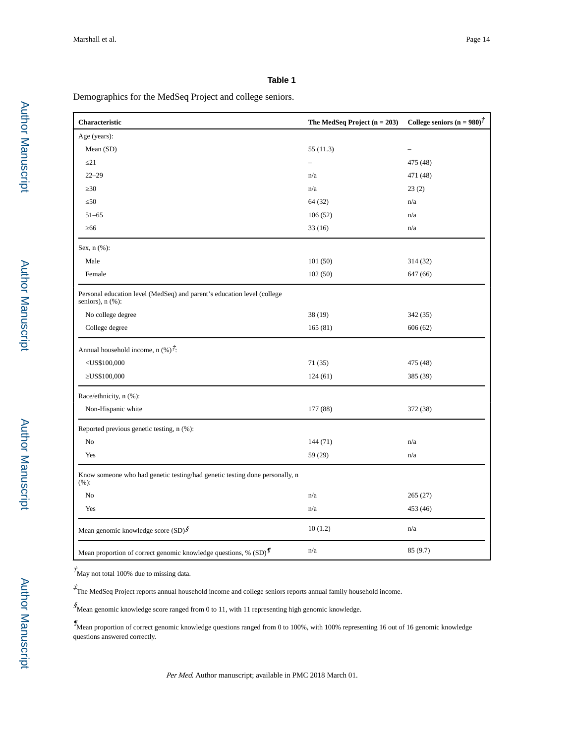**Table 1**

Demographics for the MedSeq Project and college seniors.

| Characteristic | The MedSeq Project (n = 203) | College seniors (n = 980)[†] |
|---|---|---|
| Age (years): | | |
| Mean (SD) | 55 (11.3) | – |
| ≤21 | – | 475 (48) |
| 22–29 | n/a | 471 (48) |
| ≥30 | n/a | 23 (2) |
| ≤50 | 64 (32) | n/a |
| 51–65 | 106 (52) | n/a |
| ≥66 | 33 (16) | n/a |
| Sex, n (%): | | |
| Male | 101 (50) | 314 (32) |
| Female | 102 (50) | 647 (66) |
| Personal education level (MedSeq) and parent's education level (college seniors), n (%): | | |
| No college degree | 38 (19) | 342 (35) |
| College degree | 165 (81) | 606 (62) |
| Annual household income, n (%)[‡]: | | |
| <US$100,000 | 71 (35) | 475 (48) |
| ≥US$100,000 | 124 (61) | 385 (39) |
| Race/ethnicity, n (%): | | |
| Non-Hispanic white | 177 (88) | 372 (38) |
| Reported previous genetic testing, n (%): | | |
| No | 144 (71) | n/a |
| Yes | 59 (29) | n/a |
| Know someone who had genetic testing/had genetic testing done personally, n (%): | | |
| No | n/a | 265 (27) |
| Yes | n/a | 453 (46) |
| Mean genomic knowledge score (SD)[§] | 10 (1.2) | n/a |
| Mean proportion of correct genomic knowledge questions, % (SD)[¶] | n/a | 85 (9.7) |

[†] May not total 100% due to missing data.

[‡] The MedSeq Project reports annual household income and college seniors reports annual family household income.

[§] Mean genomic knowledge score ranged from 0 to 11, with 11 representing high genomic knowledge.

[¶] Mean proportion of correct genomic knowledge questions ranged from 0 to 100%, with 100% representing 16 out of 16 genomic knowledge questions answered correctly.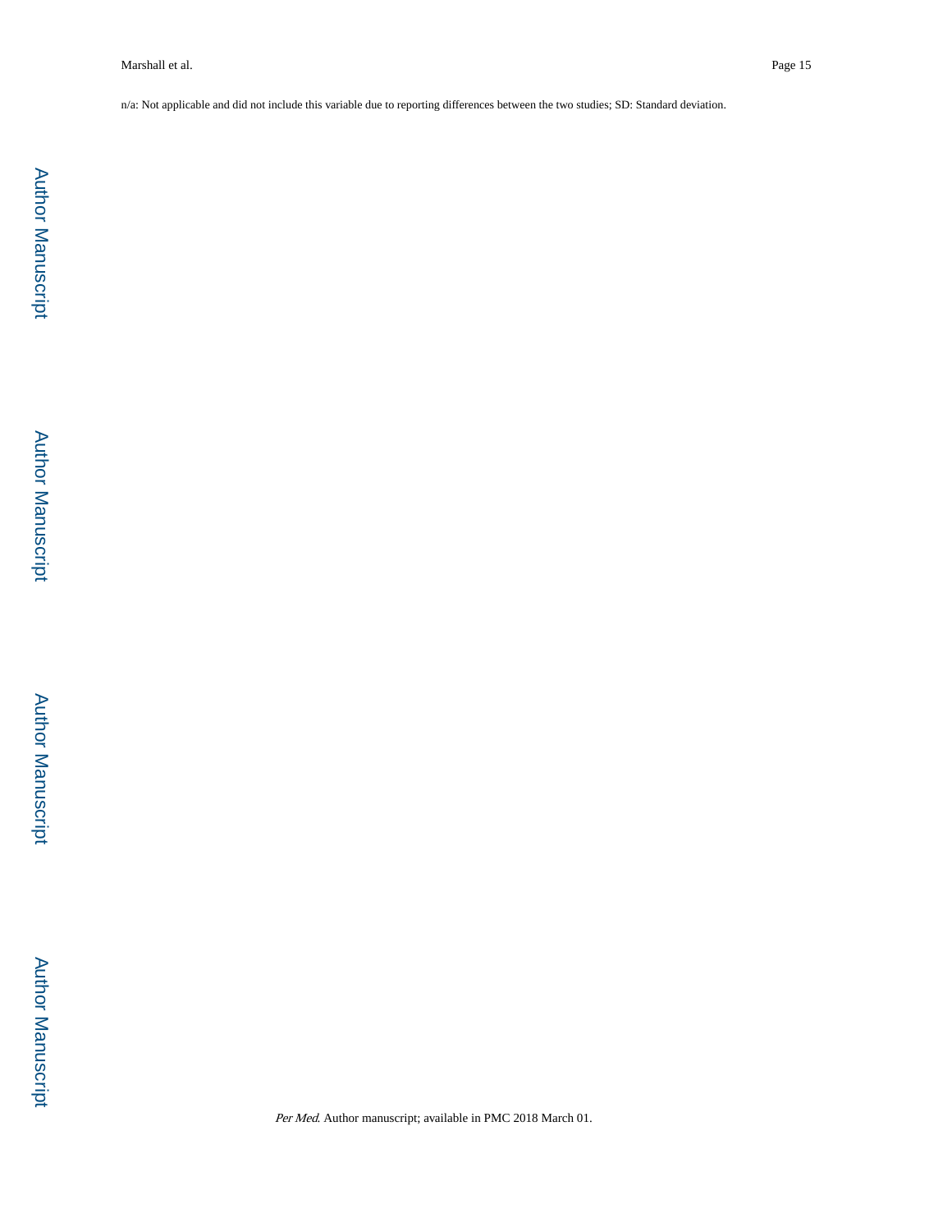n/a: Not applicable and did not include this variable due to reporting differences between the two studies; SD: Standard deviation.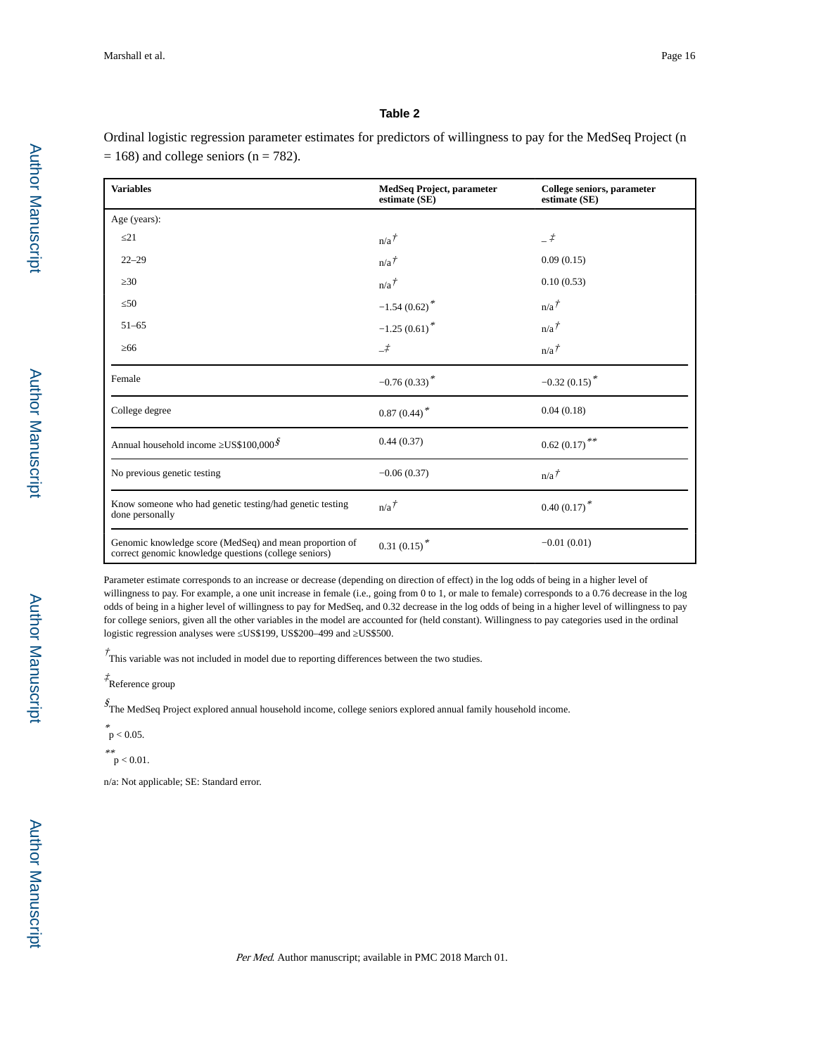**Table 2**

Ordinal logistic regression parameter estimates for predictors of willingness to pay for the MedSeq Project (n = 168) and college seniors (n = 782).

| Variables | MedSeq Project, parameter estimate (SE) | College seniors, parameter estimate (SE) |
|---|---|---|
| Age (years): | | |
| ≤21 | n/a[†] | –[‡] |
| 22–29 | n/a[†] | 0.09 (0.15) |
| ≥30 | n/a[†] | 0.10 (0.53) |
| ≤50 | −1.54 (0.62)[*] | n/a[†] |
| 51–65 | −1.25 (0.61)[*] | n/a[†] |
| ≥66 | –[‡] | n/a[†] |
| Female | −0.76 (0.33)[*] | −0.32 (0.15)[*] |
| College degree | 0.87 (0.44)[*] | 0.04 (0.18) |
| Annual household income ≥US$100,000[§] | 0.44 (0.37) | 0.62 (0.17)[**] |
| No previous genetic testing | −0.06 (0.37) | n/a[†] |
| Know someone who had genetic testing/had genetic testing done personally | n/a[†] | 0.40 (0.17)[*] |
| Genomic knowledge score (MedSeq) and mean proportion of correct genomic knowledge questions (college seniors) | 0.31 (0.15)[*] | −0.01 (0.01) |

Parameter estimate corresponds to an increase or decrease (depending on direction of effect) in the log odds of being in a higher level of willingness to pay. For example, a one unit increase in female (i.e., going from 0 to 1, or male to female) corresponds to a 0.76 decrease in the log odds of being in a higher level of willingness to pay for MedSeq, and 0.32 decrease in the log odds of being in a higher level of willingness to pay for college seniors, given all the other variables in the model are accounted for (held constant). Willingness to pay categories used in the ordinal logistic regression analyses were ≤US$199, US$200–499 and ≥US$500.

[†] This variable was not included in model due to reporting differences between the two studies.

[‡] Reference group

[§] The MedSeq Project explored annual household income, college seniors explored annual family household income.

[*] $p < 0.05$.

[**] $p < 0.01$.

n/a: Not applicable; SE: Standard error.